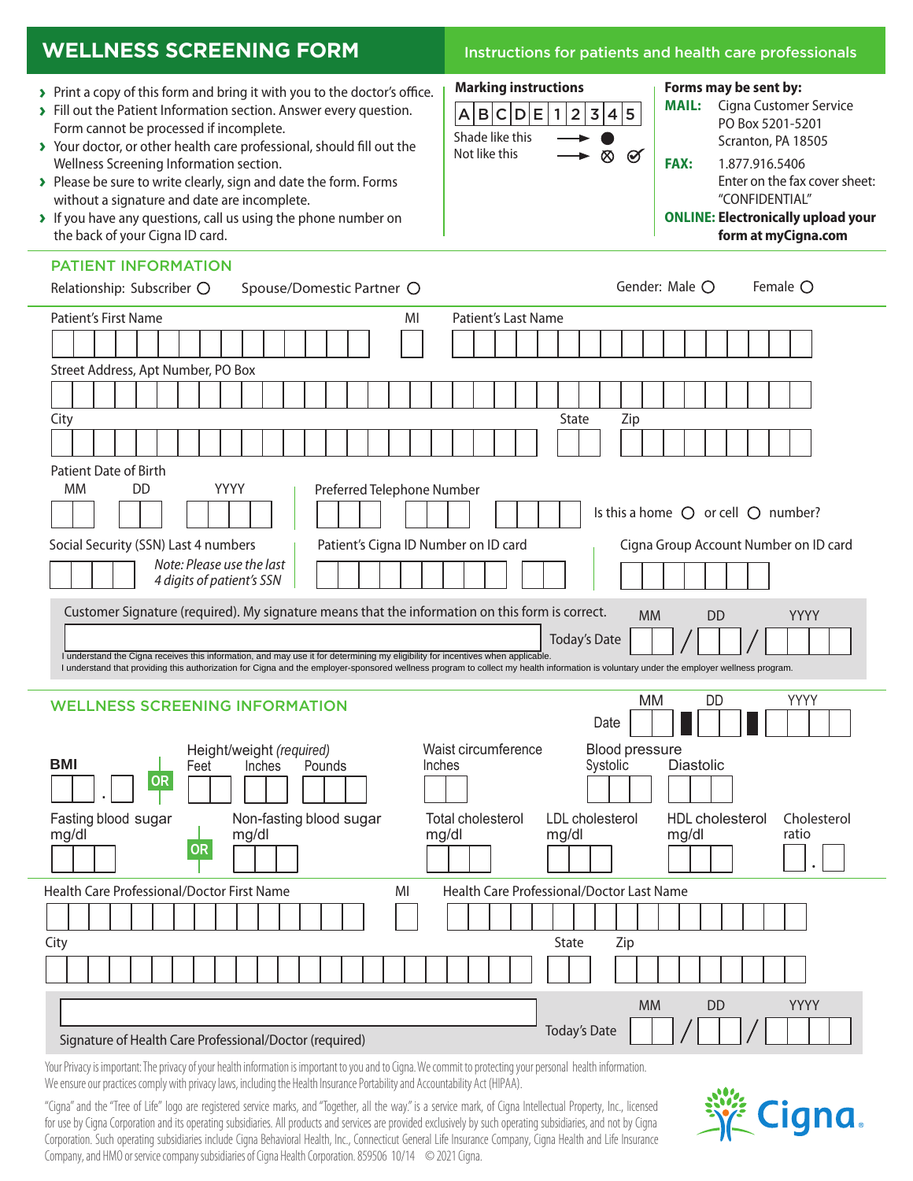# WELLNESS SCREENING FORM

## Instructions for patients and health care professionals

- Print a copy of this form and bring it with you to the doctor's office.
- Fill out the Patient Information section. Answer every question. Form cannot be processed if incomplete.
- Your doctor, or other health care professional, should fill out the Wellness Screening Information section.
- Please be sure to write clearly, sign and date the form. Forms without a signature and date are incomplete.
- If you have any questions, call us using the phone number on the back of your Cigna ID card.

**Marking instructions**

A B C D E 1 2 3 4 5

Shade like this → ●

Not like this → ⊗ ✓

**Forms may be sent by:**

**MAIL:** Cigna Customer Service
PO Box 5201-5201
Scranton, PA 18505

**FAX:** 1.877.916.5406
Enter on the fax cover sheet: "CONFIDENTIAL"

**ONLINE: Electronically upload your form at myCigna.com**

## PATIENT INFORMATION

Relationship: Subscriber ○ Spouse/Domestic Partner ○

Gender: Male ○ Female ○

Patient's First Name ____ MI ____ Patient's Last Name ____

Street Address, Apt Number, PO Box ____

City ____ State ____ Zip ____

Patient Date of Birth MM ____ DD ____ YYYY ____

Preferred Telephone Number ____ Is this a home ○ or cell ○ number?

Social Security (SSN) Last 4 numbers ____ *Note: Please use the last 4 digits of patient's SSN*

Patient's Cigna ID Number on ID card ____

Cigna Group Account Number on ID card ____

Customer Signature (required). My signature means that the information on this form is correct. ____

Today's Date MM ____ / DD ____ / YYYY ____

I understand the Cigna receives this information, and may use it for determining my eligibility for incentives when applicable.
I understand that providing this authorization for Cigna and the employer-sponsored wellness program to collect my health information is voluntary under the employer wellness program.

## WELLNESS SCREENING INFORMATION

Date MM ____ DD ____ YYYY ____

**BMI** ____ . ____ **OR** Height/weight *(required)* Feet ____ Inches ____ Pounds ____

Waist circumference Inches ____

Blood pressure Systolic ____ Diastolic ____

Fasting blood sugar mg/dl ____ **OR** Non-fasting blood sugar mg/dl ____

Total cholesterol mg/dl ____

LDL cholesterol mg/dl ____

HDL cholesterol mg/dl ____

Cholesterol ratio ____ . ____

Health Care Professional/Doctor First Name ____ MI ____ Health Care Professional/Doctor Last Name ____

City ____ State ____ Zip ____

Signature of Health Care Professional/Doctor (required) ____

Today's Date MM ____ / DD ____ / YYYY ____

Your Privacy is important: The privacy of your health information is important to you and to Cigna. We commit to protecting your personal health information. We ensure our practices comply with privacy laws, including the Health Insurance Portability and Accountability Act (HIPAA).

"Cigna" and the "Tree of Life" logo are registered service marks, and "Together, all the way." is a service mark, of Cigna Intellectual Property, Inc., licensed for use by Cigna Corporation and its operating subsidiaries. All products and services are provided exclusively by such operating subsidiaries, and not by Cigna Corporation. Such operating subsidiaries include Cigna Behavioral Health, Inc., Connecticut General Life Insurance Company, Cigna Health and Life Insurance Company, and HMO or service company subsidiaries of Cigna Health Corporation. 859506 10/14 © 2021 Cigna.

Cigna.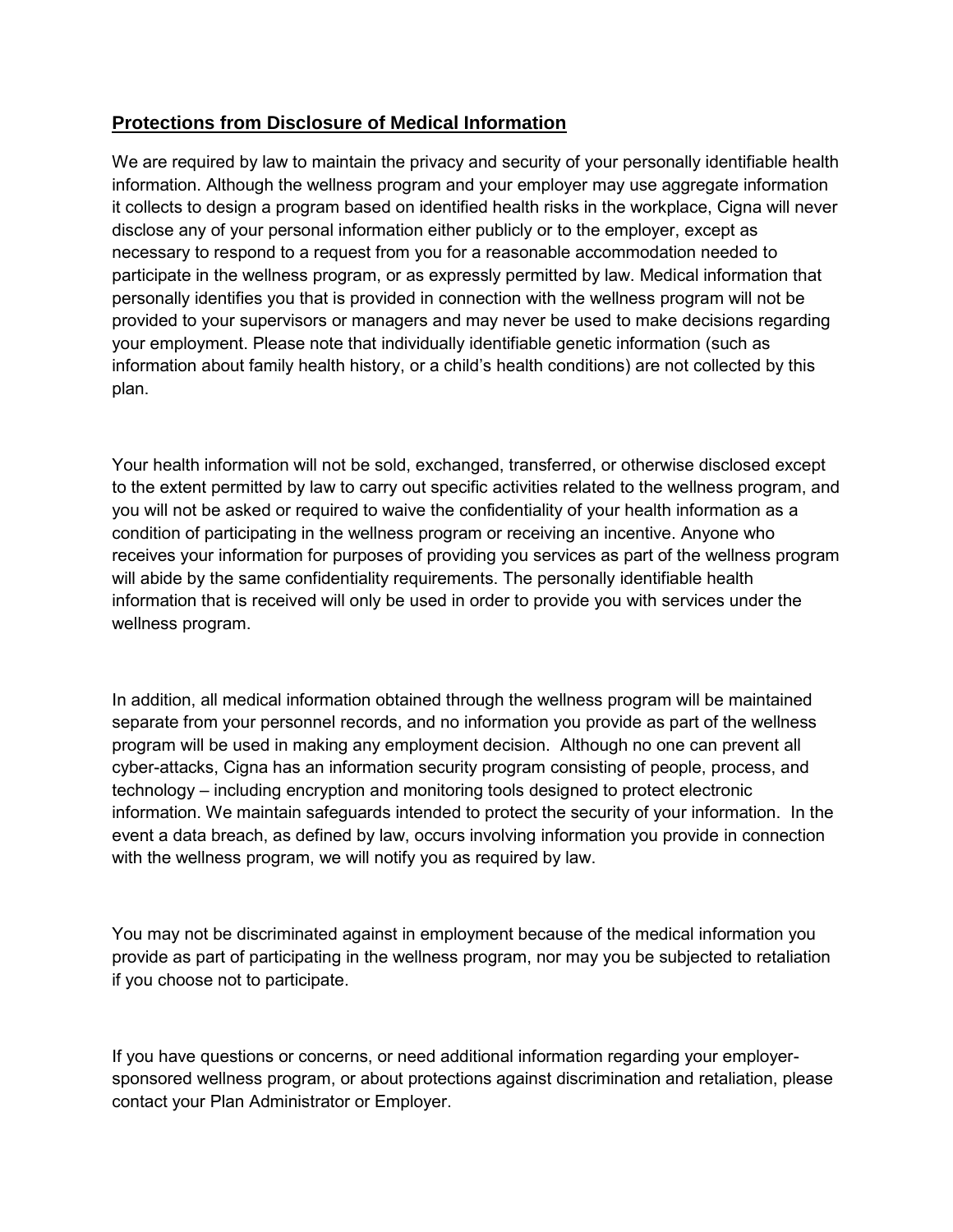## **Protections from Disclosure of Medical Information**

We are required by law to maintain the privacy and security of your personally identifiable health information. Although the wellness program and your employer may use aggregate information it collects to design a program based on identified health risks in the workplace, Cigna will never disclose any of your personal information either publicly or to the employer, except as necessary to respond to a request from you for a reasonable accommodation needed to participate in the wellness program, or as expressly permitted by law. Medical information that personally identifies you that is provided in connection with the wellness program will not be provided to your supervisors or managers and may never be used to make decisions regarding your employment. Please note that individually identifiable genetic information (such as information about family health history, or a child's health conditions) are not collected by this plan.

Your health information will not be sold, exchanged, transferred, or otherwise disclosed except to the extent permitted by law to carry out specific activities related to the wellness program, and you will not be asked or required to waive the confidentiality of your health information as a condition of participating in the wellness program or receiving an incentive. Anyone who receives your information for purposes of providing you services as part of the wellness program will abide by the same confidentiality requirements. The personally identifiable health information that is received will only be used in order to provide you with services under the wellness program.

In addition, all medical information obtained through the wellness program will be maintained separate from your personnel records, and no information you provide as part of the wellness program will be used in making any employment decision. Although no one can prevent all cyber-attacks, Cigna has an information security program consisting of people, process, and technology – including encryption and monitoring tools designed to protect electronic information. We maintain safeguards intended to protect the security of your information. In the event a data breach, as defined by law, occurs involving information you provide in connection with the wellness program, we will notify you as required by law.

You may not be discriminated against in employment because of the medical information you provide as part of participating in the wellness program, nor may you be subjected to retaliation if you choose not to participate.

If you have questions or concerns, or need additional information regarding your employer-sponsored wellness program, or about protections against discrimination and retaliation, please contact your Plan Administrator or Employer.